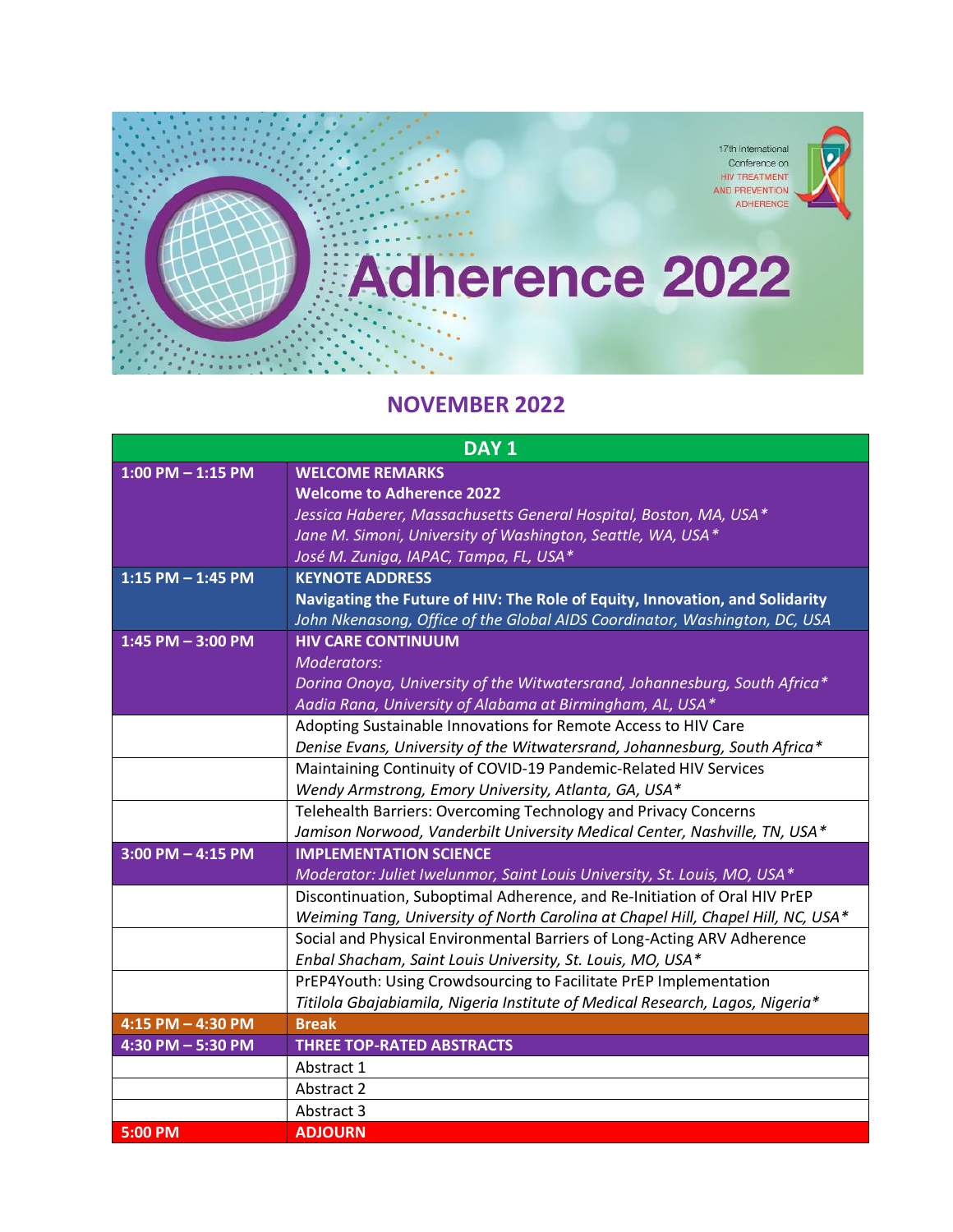17th International Conference on HIV TREATMENT AND PREVENTION ADHERENCE

# Adherence 2022

## NOVEMBER 2022

| DAY 1 | |
|---|---|
| 1:00 PM – 1:15 PM | **WELCOME REMARKS**<br>**Welcome to Adherence 2022**<br>*Jessica Haberer, Massachusetts General Hospital, Boston, MA, USA**<br>*Jane M. Simoni, University of Washington, Seattle, WA, USA**<br>*José M. Zuniga, IAPAC, Tampa, FL, USA** |
| 1:15 PM – 1:45 PM | **KEYNOTE ADDRESS**<br>**Navigating the Future of HIV: The Role of Equity, Innovation, and Solidarity**<br>*John Nkenasong, Office of the Global AIDS Coordinator, Washington, DC, USA* |
| 1:45 PM – 3:00 PM | **HIV CARE CONTINUUM**<br>*Moderators:*<br>*Dorina Onoya, University of the Witwatersrand, Johannesburg, South Africa**<br>*Aadia Rana, University of Alabama at Birmingham, AL, USA** |
| | Adopting Sustainable Innovations for Remote Access to HIV Care<br>*Denise Evans, University of the Witwatersrand, Johannesburg, South Africa** |
| | Maintaining Continuity of COVID-19 Pandemic-Related HIV Services<br>*Wendy Armstrong, Emory University, Atlanta, GA, USA** |
| | Telehealth Barriers: Overcoming Technology and Privacy Concerns<br>*Jamison Norwood, Vanderbilt University Medical Center, Nashville, TN, USA** |
| 3:00 PM – 4:15 PM | **IMPLEMENTATION SCIENCE**<br>*Moderator: Juliet Iwelunmor, Saint Louis University, St. Louis, MO, USA** |
| | Discontinuation, Suboptimal Adherence, and Re-Initiation of Oral HIV PrEP<br>*Weiming Tang, University of North Carolina at Chapel Hill, Chapel Hill, NC, USA** |
| | Social and Physical Environmental Barriers of Long-Acting ARV Adherence<br>*Enbal Shacham, Saint Louis University, St. Louis, MO, USA** |
| | PrEP4Youth: Using Crowdsourcing to Facilitate PrEP Implementation<br>*Titilola Gbajabiamila, Nigeria Institute of Medical Research, Lagos, Nigeria** |
| 4:15 PM – 4:30 PM | **Break** |
| 4:30 PM – 5:30 PM | **THREE TOP-RATED ABSTRACTS** |
| | Abstract 1 |
| | Abstract 2 |
| | Abstract 3 |
| 5:00 PM | **ADJOURN** |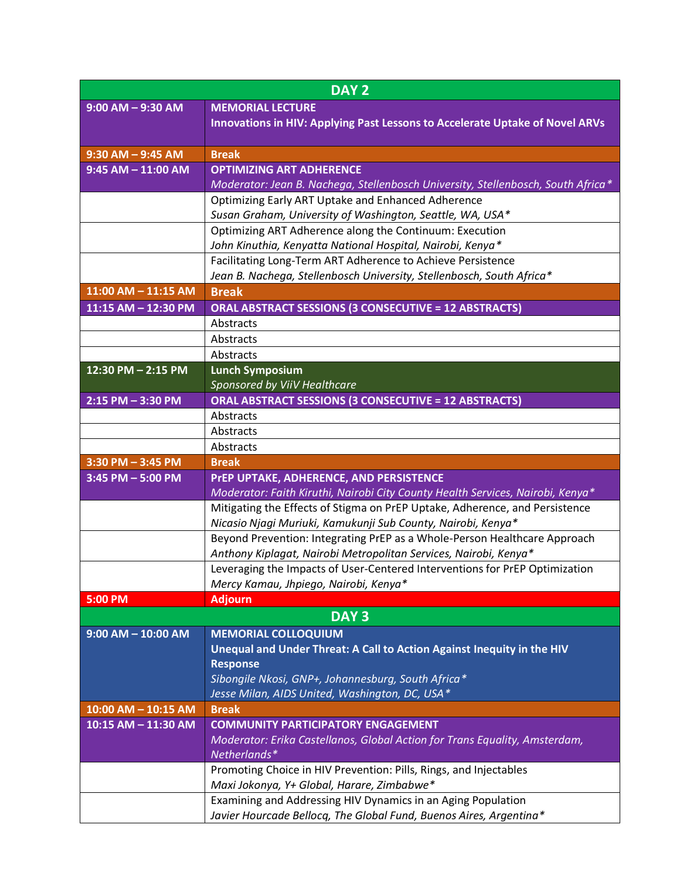| DAY 2 | |
|---|---|
| 9:00 AM – 9:30 AM | **MEMORIAL LECTURE**<br>**Innovations in HIV: Applying Past Lessons to Accelerate Uptake of Novel ARVs** |
| 9:30 AM – 9:45 AM | **Break** |
| 9:45 AM – 11:00 AM | **OPTIMIZING ART ADHERENCE**<br>*Moderator: Jean B. Nachega, Stellenbosch University, Stellenbosch, South Africa** |
| | Optimizing Early ART Uptake and Enhanced Adherence<br>*Susan Graham, University of Washington, Seattle, WA, USA** |
| | Optimizing ART Adherence along the Continuum: Execution<br>*John Kinuthia, Kenyatta National Hospital, Nairobi, Kenya** |
| | Facilitating Long-Term ART Adherence to Achieve Persistence<br>*Jean B. Nachega, Stellenbosch University, Stellenbosch, South Africa** |
| 11:00 AM – 11:15 AM | **Break** |
| 11:15 AM – 12:30 PM | **ORAL ABSTRACT SESSIONS (3 CONSECUTIVE = 12 ABSTRACTS)** |
| | Abstracts |
| | Abstracts |
| | Abstracts |
| 12:30 PM – 2:15 PM | **Lunch Symposium**<br>*Sponsored by ViiV Healthcare* |
| 2:15 PM – 3:30 PM | **ORAL ABSTRACT SESSIONS (3 CONSECUTIVE = 12 ABSTRACTS)** |
| | Abstracts |
| | Abstracts |
| | Abstracts |
| 3:30 PM – 3:45 PM | **Break** |
| 3:45 PM – 5:00 PM | **PrEP UPTAKE, ADHERENCE, AND PERSISTENCE**<br>*Moderator: Faith Kiruthi, Nairobi City County Health Services, Nairobi, Kenya** |
| | Mitigating the Effects of Stigma on PrEP Uptake, Adherence, and Persistence<br>*Nicasio Njagi Muriuki, Kamukunji Sub County, Nairobi, Kenya** |
| | Beyond Prevention: Integrating PrEP as a Whole-Person Healthcare Approach<br>*Anthony Kiplagat, Nairobi Metropolitan Services, Nairobi, Kenya** |
| | Leveraging the Impacts of User-Centered Interventions for PrEP Optimization<br>*Mercy Kamau, Jhpiego, Nairobi, Kenya** |
| 5:00 PM | **Adjourn** |

| DAY 3 | |
|---|---|
| 9:00 AM – 10:00 AM | **MEMORIAL COLLOQUIUM**<br>**Unequal and Under Threat: A Call to Action Against Inequity in the HIV Response**<br>*Sibongile Nkosi, GNP+, Johannesburg, South Africa**<br>*Jesse Milan, AIDS United, Washington, DC, USA** |
| 10:00 AM – 10:15 AM | **Break** |
| 10:15 AM – 11:30 AM | **COMMUNITY PARTICIPATORY ENGAGEMENT**<br>*Moderator: Erika Castellanos, Global Action for Trans Equality, Amsterdam, Netherlands** |
| | Promoting Choice in HIV Prevention: Pills, Rings, and Injectables<br>*Maxi Jokonya, Y+ Global, Harare, Zimbabwe** |
| | Examining and Addressing HIV Dynamics in an Aging Population<br>*Javier Hourcade Bellocq, The Global Fund, Buenos Aires, Argentina** |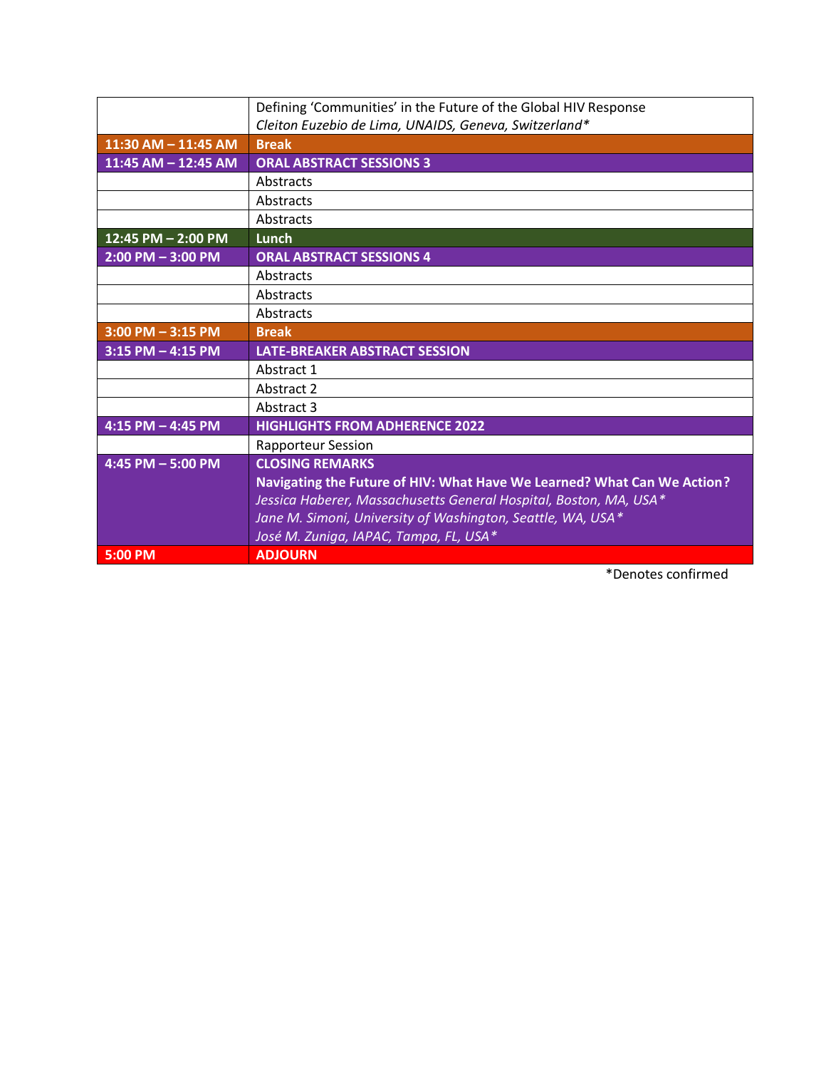| | |
|---|---|
| | Defining 'Communities' in the Future of the Global HIV Response<br>*Cleiton Euzebio de Lima, UNAIDS, Geneva, Switzerland** |
| **11:30 AM – 11:45 AM** | **Break** |
| **11:45 AM – 12:45 AM** | **ORAL ABSTRACT SESSIONS 3** |
| | Abstracts |
| | Abstracts |
| | Abstracts |
| **12:45 PM – 2:00 PM** | **Lunch** |
| **2:00 PM – 3:00 PM** | **ORAL ABSTRACT SESSIONS 4** |
| | Abstracts |
| | Abstracts |
| | Abstracts |
| **3:00 PM – 3:15 PM** | **Break** |
| **3:15 PM – 4:15 PM** | **LATE-BREAKER ABSTRACT SESSION** |
| | Abstract 1 |
| | Abstract 2 |
| | Abstract 3 |
| **4:15 PM – 4:45 PM** | **HIGHLIGHTS FROM ADHERENCE 2022** |
| | Rapporteur Session |
| **4:45 PM – 5:00 PM** | **CLOSING REMARKS**<br>**Navigating the Future of HIV: What Have We Learned? What Can We Action?**<br>*Jessica Haberer, Massachusetts General Hospital, Boston, MA, USA**<br>*Jane M. Simoni, University of Washington, Seattle, WA, USA**<br>*José M. Zuniga, IAPAC, Tampa, FL, USA** |
| **5:00 PM** | **ADJOURN** |

*Denotes confirmed